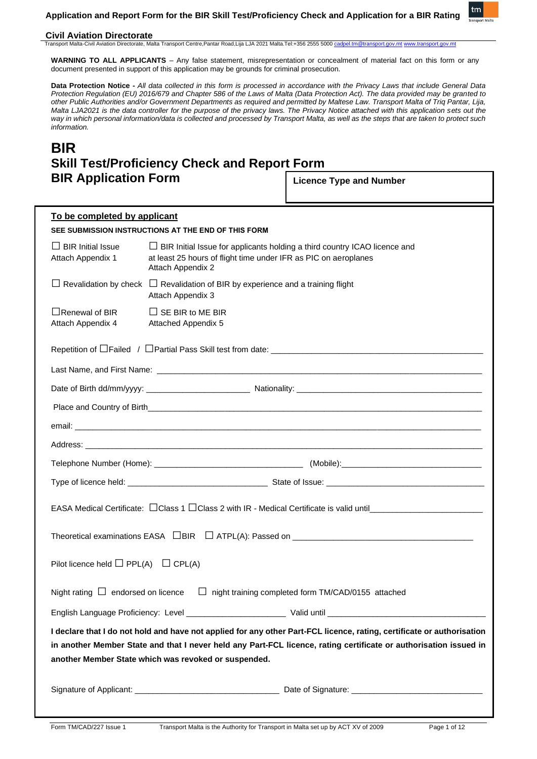**Civil Aviation Directorate**

Transport Malta-Civil Aviation Directorate, Malta Transport Centre,Pantar Road,Lija LJA 2021 Malta.Tel:+356 2555 5000 cadpel.tm@transport.gov.mt www.transport.gov.mt

**WARNING TO ALL APPLICANTS** – Any false statement, misrepresentation or concealment of material fact on this form or any document presented in support of this application may be grounds for criminal prosecution.

**Data Protection Notice -** *All data collected in this form is processed in accordance with the Privacy Laws that include General Data Protection Regulation (EU) 2016/679 and Chapter 586 of the Laws of Malta (Data Protection Act). The data provided may be granted to other Public Authorities and/or Government Departments as required and permitted by Maltese Law. Transport Malta of Triq Pantar, Lija, Malta LJA2021 is the data controller for the purpose of the privacy laws. The Privacy Notice attached with this application sets out the way in which personal information/data is collected and processed by Transport Malta, as well as the steps that are taken to protect such information.*

# BIR
# Skill Test/Proficiency Check and Report Form
# BIR Application Form

**Licence Type and Number**

**To be completed by applicant**

**SEE SUBMISSION INSTRUCTIONS AT THE END OF THIS FORM**

☐ BIR Initial Issue
Attach Appendix 1

☐ BIR Initial Issue for applicants holding a third country ICAO licence and at least 25 hours of flight time under IFR as PIC on aeroplanes
Attach Appendix 2

☐ Revalidation by check

☐ Revalidation of BIR by experience and a training flight
Attach Appendix 3

☐ Renewal of BIR
Attach Appendix 4

☐ SE BIR to ME BIR
Attached Appendix 5

Repetition of ☐ Failed / ☐ Partial Pass Skill test from date: ___

Last Name, and First Name: ___

Date of Birth dd/mm/yyyy: ___ Nationality: ___

Place and Country of Birth ___

email: ___

Address: ___

Telephone Number (Home): ___ (Mobile): ___

Type of licence held: ___ State of Issue: ___

EASA Medical Certificate: ☐ Class 1 ☐ Class 2 with IR - Medical Certificate is valid until ___

Theoretical examinations EASA ☐ BIR ☐ ATPL(A): Passed on ___

Pilot licence held ☐ PPL(A) ☐ CPL(A)

Night rating ☐ endorsed on licence ☐ night training completed form TM/CAD/0155 attached

English Language Proficiency: Level ___ Valid until ___

**I declare that I do not hold and have not applied for any other Part-FCL licence, rating, certificate or authorisation in another Member State and that I never held any Part-FCL licence, rating certificate or authorisation issued in another Member State which was revoked or suspended.**

Signature of Applicant: ___ Date of Signature: ___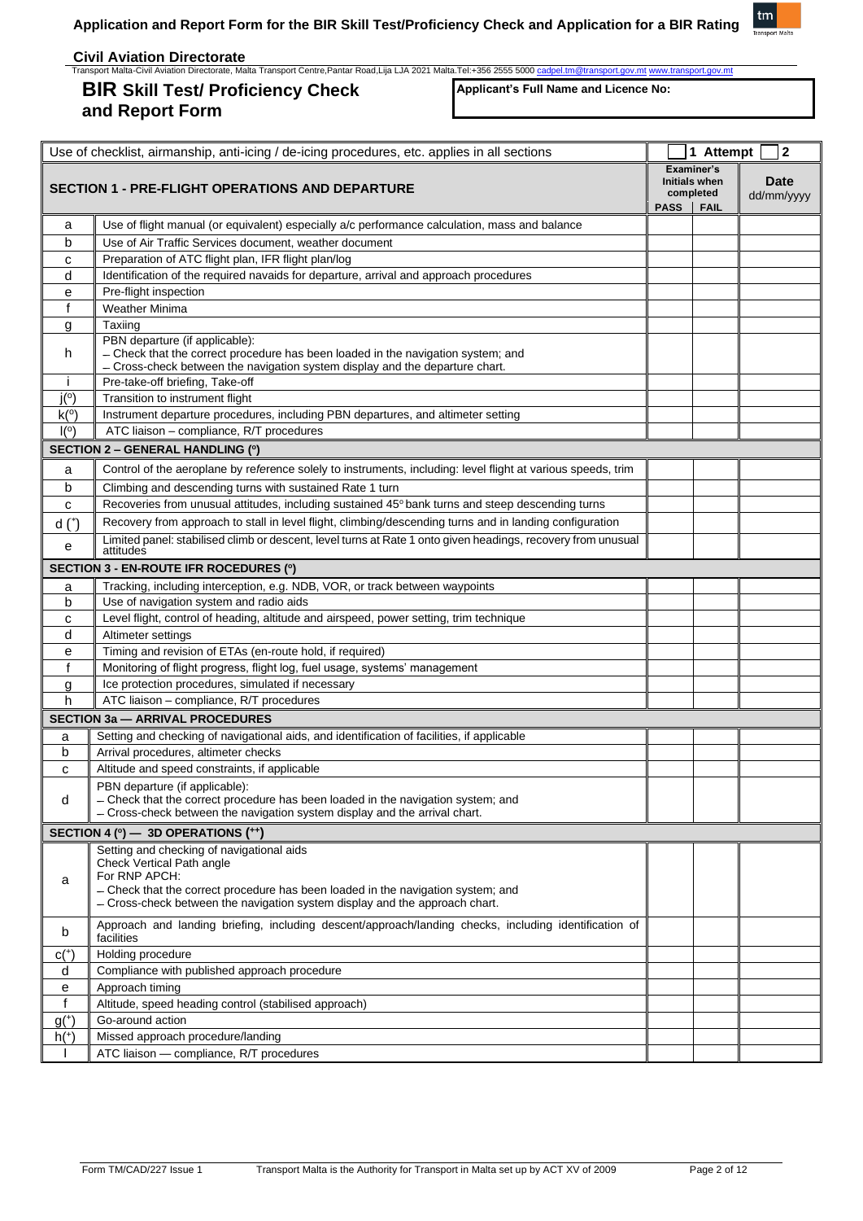**Civil Aviation Directorate**

Transport Malta-Civil Aviation Directorate, Malta Transport Centre,Pantar Road,Lija LJA 2021 Malta.Tel:+356 2555 5000 cadpel.tm@transport.gov.mt www.transport.gov.mt

# BIR Skill Test/ Proficiency Check and Report Form

**Applicant's Full Name and Licence No:**

| Use of checklist, airmanship, anti-icing / de-icing procedures, etc. applies in all sections | | ☐ 1 Attempt | ☐ 2 | |
|---|---|---|---|---|
| **SECTION 1 - PRE-FLIGHT OPERATIONS AND DEPARTURE** | | **Examiner's Initials when completed** | | **Date** dd/mm/yyyy |
| | | **PASS** | **FAIL** | |
| a | Use of flight manual (or equivalent) especially a/c performance calculation, mass and balance | | | |
| b | Use of Air Traffic Services document, weather document | | | |
| c | Preparation of ATC flight plan, IFR flight plan/log | | | |
| d | Identification of the required navaids for departure, arrival and approach procedures | | | |
| e | Pre-flight inspection | | | |
| f | Weather Minima | | | |
| g | Taxiing | | | |
| h | PBN departure (if applicable): – Check that the correct procedure has been loaded in the navigation system; and – Cross-check between the navigation system display and the departure chart. | | | |
| i | Pre-take-off briefing, Take-off | | | |
| j(º) | Transition to instrument flight | | | |
| k(º) | Instrument departure procedures, including PBN departures, and altimeter setting | | | |
| l(º) | ATC liaison – compliance, R/T procedures | | | |
| **SECTION 2 – GENERAL HANDLING (º)** | | | | |
| a | Control of the aeroplane by reference solely to instruments, including: level flight at various speeds, trim | | | |
| b | Climbing and descending turns with sustained Rate 1 turn | | | |
| c | Recoveries from unusual attitudes, including sustained 45° bank turns and steep descending turns | | | |
| d (*) | Recovery from approach to stall in level flight, climbing/descending turns and in landing configuration | | | |
| e | Limited panel: stabilised climb or descent, level turns at Rate 1 onto given headings, recovery from unusual attitudes | | | |
| **SECTION 3 - EN-ROUTE IFR ROCEDURES (º)** | | | | |
| a | Tracking, including interception, e.g. NDB, VOR, or track between waypoints | | | |
| b | Use of navigation system and radio aids | | | |
| c | Level flight, control of heading, altitude and airspeed, power setting, trim technique | | | |
| d | Altimeter settings | | | |
| e | Timing and revision of ETAs (en-route hold, if required) | | | |
| f | Monitoring of flight progress, flight log, fuel usage, systems' management | | | |
| g | Ice protection procedures, simulated if necessary | | | |
| h | ATC liaison – compliance, R/T procedures | | | |
| **SECTION 3a — ARRIVAL PROCEDURES** | | | | |
| a | Setting and checking of navigational aids, and identification of facilities, if applicable | | | |
| b | Arrival procedures, altimeter checks | | | |
| c | Altitude and speed constraints, if applicable | | | |
| d | PBN departure (if applicable): – Check that the correct procedure has been loaded in the navigation system; and – Cross-check between the navigation system display and the arrival chart. | | | |
| **SECTION 4 (º) — 3D OPERATIONS (++)** | | | | |
| a | Setting and checking of navigational aids Check Vertical Path angle For RNP APCH: – Check that the correct procedure has been loaded in the navigation system; and – Cross-check between the navigation system display and the approach chart. | | | |
| b | Approach and landing briefing, including descent/approach/landing checks, including identification of facilities | | | |
| c(+) | Holding procedure | | | |
| d | Compliance with published approach procedure | | | |
| e | Approach timing | | | |
| f | Altitude, speed heading control (stabilised approach) | | | |
| g(+) | Go-around action | | | |
| h(+) | Missed approach procedure/landing | | | |
| I | ATC liaison — compliance, R/T procedures | | | |

Form TM/CAD/227 Issue 1 Transport Malta is the Authority for Transport in Malta set up by ACT XV of 2009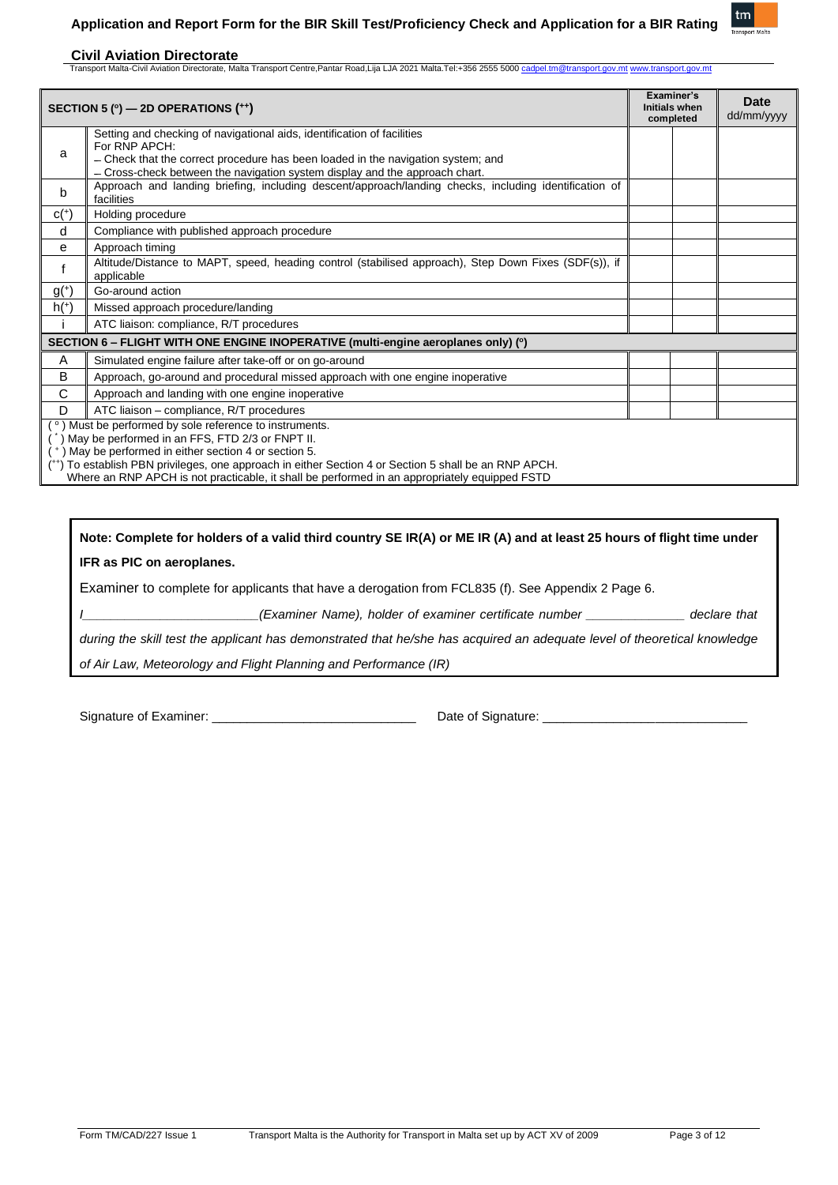| SECTION 5 (°) — 2D OPERATIONS (⁺⁺) | | Examiner's Initials when completed | | Date dd/mm/yyyy |
|---|---|---|---|---|
| a | Setting and checking of navigational aids, identification of facilities<br>For RNP APCH:<br>– Check that the correct procedure has been loaded in the navigation system; and<br>– Cross-check between the navigation system display and the approach chart. | | | |
| b | Approach and landing briefing, including descent/approach/landing checks, including identification of facilities | | | |
| c(⁺) | Holding procedure | | | |
| d | Compliance with published approach procedure | | | |
| e | Approach timing | | | |
| f | Altitude/Distance to MAPT, speed, heading control (stabilised approach), Step Down Fixes (SDF(s)), if applicable | | | |
| g(⁺) | Go-around action | | | |
| h(⁺) | Missed approach procedure/landing | | | |
| i | ATC liaison: compliance, R/T procedures | | | |
| **SECTION 6 – FLIGHT WITH ONE ENGINE INOPERATIVE (multi-engine aeroplanes only) (°)** | | | | |
| A | Simulated engine failure after take-off or on go-around | | | |
| B | Approach, go-around and procedural missed approach with one engine inoperative | | | |
| C | Approach and landing with one engine inoperative | | | |
| D | ATC liaison – compliance, R/T procedures | | | |

( ° ) Must be performed by sole reference to instruments.
( * ) May be performed in an FFS, FTD 2/3 or FNPT II.
( ⁺ ) May be performed in either section 4 or section 5.
(⁺⁺) To establish PBN privileges, one approach in either Section 4 or Section 5 shall be an RNP APCH.
Where an RNP APCH is not practicable, it shall be performed in an appropriately equipped FSTD

**Note: Complete for holders of a valid third country SE IR(A) or ME IR (A) and at least 25 hours of flight time under IFR as PIC on aeroplanes.**

Examiner to complete for applicants that have a derogation from FCL835 (f). See Appendix 2 Page 6.

*I________________________(Examiner Name), holder of examiner certificate number ______________ declare that during the skill test the applicant has demonstrated that he/she has acquired an adequate level of theoretical knowledge of Air Law, Meteorology and Flight Planning and Performance (IR)*

Signature of Examiner: ____________________________ Date of Signature: ____________________________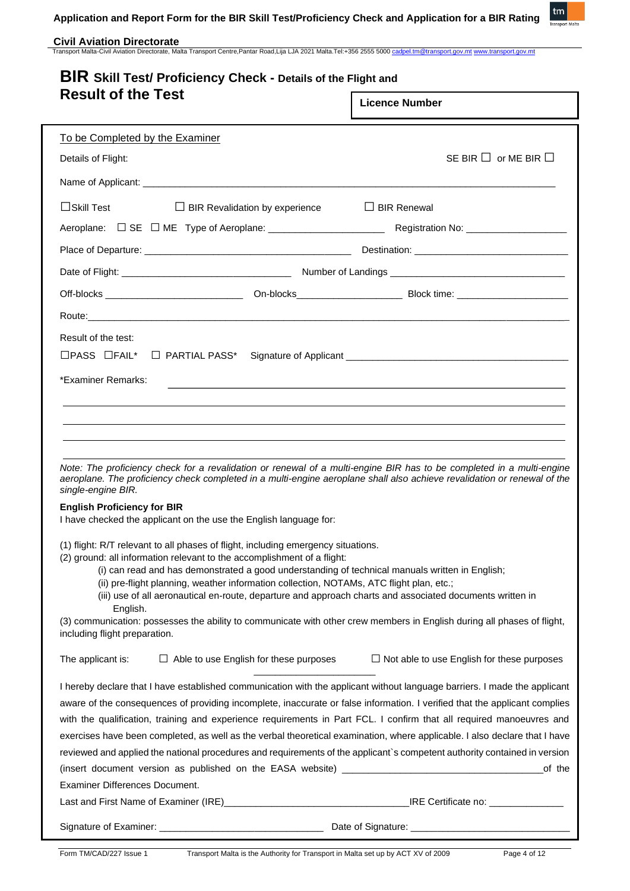# BIR Skill Test/ Proficiency Check - Details of the Flight and Result of the Test

**Licence Number**

To be Completed by the Examiner

Details of Flight: SE BIR ☐ or ME BIR ☐

Name of Applicant: ____________________

☐ Skill Test ☐ BIR Revalidation by experience ☐ BIR Renewal

Aeroplane: ☐ SE ☐ ME Type of Aeroplane: ____________________ Registration No: ____________________

Place of Departure: ____________________ Destination: ____________________

Date of Flight: ____________________ Number of Landings ____________________

Off-blocks ____________________ On-blocks ____________________ Block time: ____________________

Route: ____________________

Result of the test:

☐ PASS ☐ FAIL* ☐ PARTIAL PASS* Signature of Applicant ____________________

*Examiner Remarks: ____________________

*Note: The proficiency check for a revalidation or renewal of a multi-engine BIR has to be completed in a multi-engine aeroplane. The proficiency check completed in a multi-engine aeroplane shall also achieve revalidation or renewal of the single-engine BIR.*

**English Proficiency for BIR**

I have checked the applicant on the use the English language for:

(1) flight: R/T relevant to all phases of flight, including emergency situations.
(2) ground: all information relevant to the accomplishment of a flight:
   (i) can read and has demonstrated a good understanding of technical manuals written in English;
   (ii) pre-flight planning, weather information collection, NOTAMs, ATC flight plan, etc.;
   (iii) use of all aeronautical en-route, departure and approach charts and associated documents written in English.
(3) communication: possesses the ability to communicate with other crew members in English during all phases of flight, including flight preparation.

The applicant is: ☐ Able to use English for these purposes ☐ Not able to use English for these purposes

I hereby declare that I have established communication with the applicant without language barriers. I made the applicant aware of the consequences of providing incomplete, inaccurate or false information. I verified that the applicant complies with the qualification, training and experience requirements in Part FCL. I confirm that all required manoeuvres and exercises have been completed, as well as the verbal theoretical examination, where applicable. I also declare that I have reviewed and applied the national procedures and requirements of the applicant`s competent authority contained in version (insert document version as published on the EASA website) ____________________ of the Examiner Differences Document.

Last and First Name of Examiner (IRE) ____________________ IRE Certificate no: ____________________

Signature of Examiner: ____________________ Date of Signature: ____________________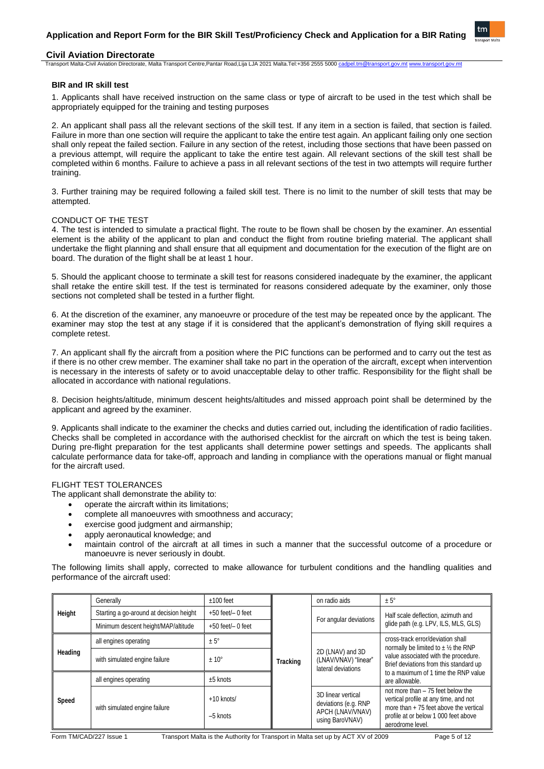### BIR and IR skill test

1. Applicants shall have received instruction on the same class or type of aircraft to be used in the test which shall be appropriately equipped for the training and testing purposes

2. An applicant shall pass all the relevant sections of the skill test. If any item in a section is failed, that section is failed. Failure in more than one section will require the applicant to take the entire test again. An applicant failing only one section shall only repeat the failed section. Failure in any section of the retest, including those sections that have been passed on a previous attempt, will require the applicant to take the entire test again. All relevant sections of the skill test shall be completed within 6 months. Failure to achieve a pass in all relevant sections of the test in two attempts will require further training.

3. Further training may be required following a failed skill test. There is no limit to the number of skill tests that may be attempted.

CONDUCT OF THE TEST

4. The test is intended to simulate a practical flight. The route to be flown shall be chosen by the examiner. An essential element is the ability of the applicant to plan and conduct the flight from routine briefing material. The applicant shall undertake the flight planning and shall ensure that all equipment and documentation for the execution of the flight are on board. The duration of the flight shall be at least 1 hour.

5. Should the applicant choose to terminate a skill test for reasons considered inadequate by the examiner, the applicant shall retake the entire skill test. If the test is terminated for reasons considered adequate by the examiner, only those sections not completed shall be tested in a further flight.

6. At the discretion of the examiner, any manoeuvre or procedure of the test may be repeated once by the applicant. The examiner may stop the test at any stage if it is considered that the applicant's demonstration of flying skill requires a complete retest.

7. An applicant shall fly the aircraft from a position where the PIC functions can be performed and to carry out the test as if there is no other crew member. The examiner shall take no part in the operation of the aircraft, except when intervention is necessary in the interests of safety or to avoid unacceptable delay to other traffic. Responsibility for the flight shall be allocated in accordance with national regulations.

8. Decision heights/altitude, minimum descent heights/altitudes and missed approach point shall be determined by the applicant and agreed by the examiner.

9. Applicants shall indicate to the examiner the checks and duties carried out, including the identification of radio facilities. Checks shall be completed in accordance with the authorised checklist for the aircraft on which the test is being taken. During pre-flight preparation for the test applicants shall determine power settings and speeds. The applicants shall calculate performance data for take-off, approach and landing in compliance with the operations manual or flight manual for the aircraft used.

FLIGHT TEST TOLERANCES

The applicant shall demonstrate the ability to:

- operate the aircraft within its limitations;
- complete all manoeuvres with smoothness and accuracy;
- exercise good judgment and airmanship;
- apply aeronautical knowledge; and
- maintain control of the aircraft at all times in such a manner that the successful outcome of a procedure or manoeuvre is never seriously in doubt.

The following limits shall apply, corrected to make allowance for turbulent conditions and the handling qualities and performance of the aircraft used:

| | | | | | |
|---|---|---|---|---|---|
| Height | Generally | ±100 feet | Tracking | on radio aids | ± 5° |
| | Starting a go-around at decision height | +50 feet/– 0 feet | | For angular deviations | Half scale deflection, azimuth and glide path (e.g. LPV, ILS, MLS, GLS) |
| | Minimum descent height/MAP/altitude | +50 feet/– 0 feet | | | |
| Heading | all engines operating | ± 5° | | 2D (LNAV) and 3D (LNAV/VNAV) "linear" lateral deviations | cross-track error/deviation shall normally be limited to ± ½ the RNP value associated with the procedure. Brief deviations from this standard up to a maximum of 1 time the RNP value are allowable. |
| | with simulated engine failure | ± 10° | | | |
| Speed | all engines operating | ±5 knots | | | |
| | with simulated engine failure | +10 knots/ –5 knots | | 3D linear vertical deviations (e.g. RNP APCH (LNAV/VNAV) using BaroVNAV) | not more than – 75 feet below the vertical profile at any time, and not more than + 75 feet above the vertical profile at or below 1 000 feet above aerodrome level. |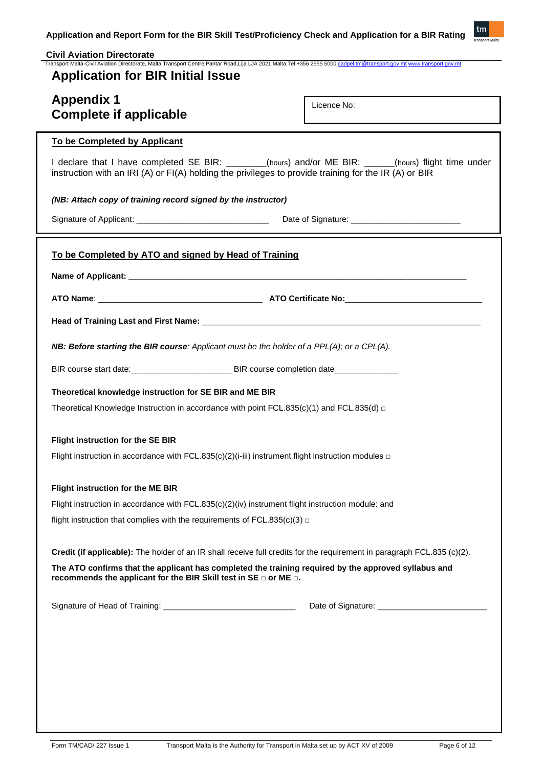**Civil Aviation Directorate**

Transport Malta-Civil Aviation Directorate, Malta Transport Centre,Pantar Road,Lija LJA 2021 Malta.Tel:+356 2555 5000 cadpel.tm@transport.gov.mt www.transport.gov.mt

# Application for BIR Initial Issue

## Appendix 1
## Complete if applicable

Licence No:

**To be Completed by Applicant**

I declare that I have completed SE BIR: ________(hours) and/or ME BIR: ______(hours) flight time under instruction with an IRI (A) or FI(A) holding the privileges to provide training for the IR (A) or BIR

***(NB: Attach copy of training record signed by the instructor)***

Signature of Applicant: ____________________________ Date of Signature: _______________________

**To be Completed by ATO and signed by Head of Training**

**Name of Applicant:** ____________________________________________________________

**ATO Name**: ___________________________________ **ATO Certificate No:**_____________________________

**Head of Training Last and First Name:** ____________________________________________________________

***NB: Before starting the BIR course****: Applicant must be the holder of a PPL(A); or a CPL(A).*

BIR course start date:______________________ BIR course completion date______________

**Theoretical knowledge instruction for SE BIR and ME BIR**

Theoretical Knowledge Instruction in accordance with point FCL.835(c)(1) and FCL.835(d) □

**Flight instruction for the SE BIR**

Flight instruction in accordance with FCL.835(c)(2)(i-iii) instrument flight instruction modules □

**Flight instruction for the ME BIR**

Flight instruction in accordance with FCL.835(c)(2)(iv) instrument flight instruction module: and

flight instruction that complies with the requirements of FCL.835(c)(3) □

**Credit (if applicable):** The holder of an IR shall receive full credits for the requirement in paragraph FCL.835 (c)(2).

**The ATO confirms that the applicant has completed the training required by the approved syllabus and recommends the applicant for the BIR Skill test in SE □ or ME □.**

Signature of Head of Training: _____________________________ Date of Signature: _______________________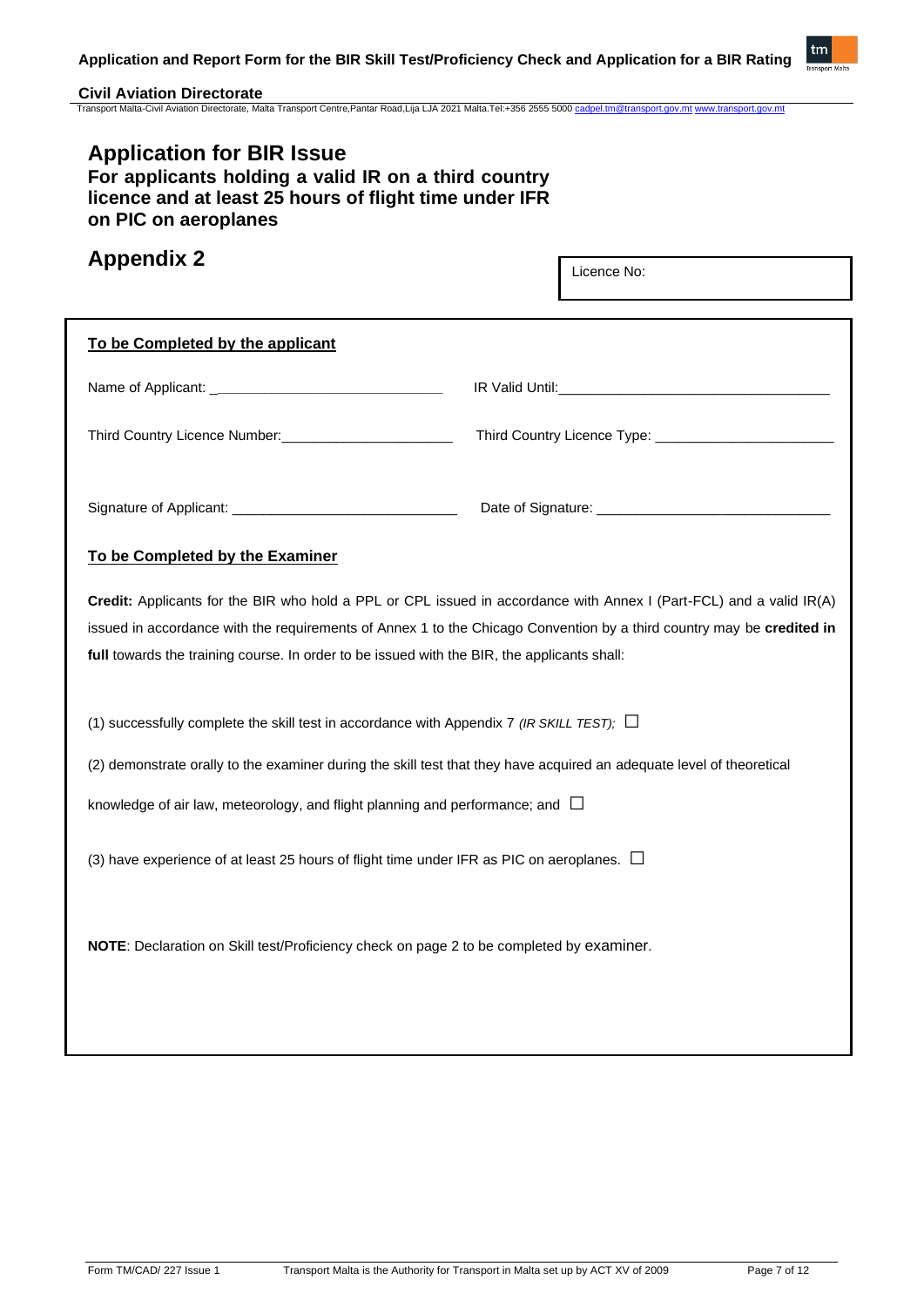# Application for BIR Issue

### For applicants holding a valid IR on a third country licence and at least 25 hours of flight time under IFR on PIC on aeroplanes

## Appendix 2

Licence No:

**To be Completed by the applicant**

Name of Applicant: ______________________________ IR Valid Until: ______________________________

Third Country Licence Number: ______________________ Third Country Licence Type: ______________________

Signature of Applicant: ____________________________ Date of Signature: ____________________________

**To be Completed by the Examiner**

**Credit:** Applicants for the BIR who hold a PPL or CPL issued in accordance with Annex I (Part-FCL) and a valid IR(A) issued in accordance with the requirements of Annex 1 to the Chicago Convention by a third country may be **credited in full** towards the training course. In order to be issued with the BIR, the applicants shall:

(1) successfully complete the skill test in accordance with Appendix 7 *(IR SKILL TEST);* ☐

(2) demonstrate orally to the examiner during the skill test that they have acquired an adequate level of theoretical knowledge of air law, meteorology, and flight planning and performance; and ☐

(3) have experience of at least 25 hours of flight time under IFR as PIC on aeroplanes. ☐

**NOTE**: Declaration on Skill test/Proficiency check on page 2 to be completed by examiner.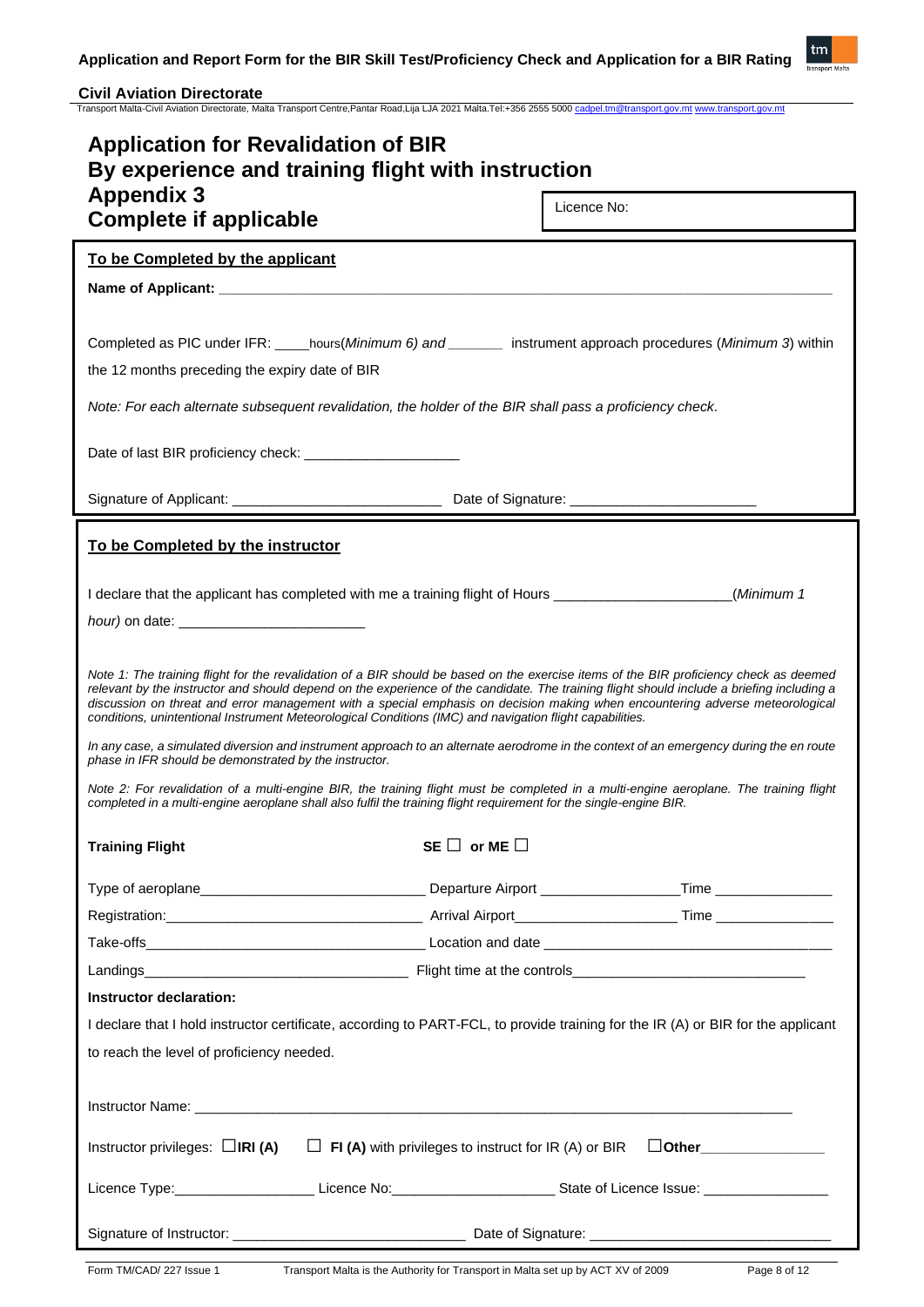# Application for Revalidation of BIR By experience and training flight with instruction

## Appendix 3 Complete if applicable

Licence No:

**To be Completed by the applicant**

**Name of Applicant:** ____________________

Completed as PIC under IFR: ____hours(*Minimum 6) and* _______ instrument approach procedures (*Minimum 3*) within the 12 months preceding the expiry date of BIR

*Note: For each alternate subsequent revalidation, the holder of the BIR shall pass a proficiency check.*

Date of last BIR proficiency check: ____________________

Signature of Applicant: __________________________ Date of Signature: ________________________

**To be Completed by the instructor**

I declare that the applicant has completed with me a training flight of Hours ______________________(*Minimum 1 hour)* on date: ________________________

*Note 1: The training flight for the revalidation of a BIR should be based on the exercise items of the BIR proficiency check as deemed relevant by the instructor and should depend on the experience of the candidate. The training flight should include a briefing including a discussion on threat and error management with a special emphasis on decision making when encountering adverse meteorological conditions, unintentional Instrument Meteorological Conditions (IMC) and navigation flight capabilities.*

*In any case, a simulated diversion and instrument approach to an alternate aerodrome in the context of an emergency during the en route phase in IFR should be demonstrated by the instructor.*

*Note 2: For revalidation of a multi-engine BIR, the training flight must be completed in a multi-engine aeroplane. The training flight completed in a multi-engine aeroplane shall also fulfil the training flight requirement for the single-engine BIR.*

**Training Flight** **SE** ☐ **or ME** ☐

Type of aeroplane____________________________ Departure Airport _________________Time _______________

Registration:________________________________ Arrival Airport____________________ Time _______________

Take-offs___________________________________ Location and date ___________________________________

Landings_________________________________ Flight time at the controls_____________________________

**Instructor declaration:**

I declare that I hold instructor certificate, according to PART-FCL, to provide training for the IR (A) or BIR for the applicant to reach the level of proficiency needed.

Instructor Name: ____________________________________________________________________________

Instructor privileges: ☐**IRI (A)** ☐ **FI (A)** with privileges to instruct for IR (A) or BIR ☐**Other**_______________

Licence Type:_________________ Licence No:____________________ State of Licence Issue: ________________

Signature of Instructor: _____________________________ Date of Signature: ______________________________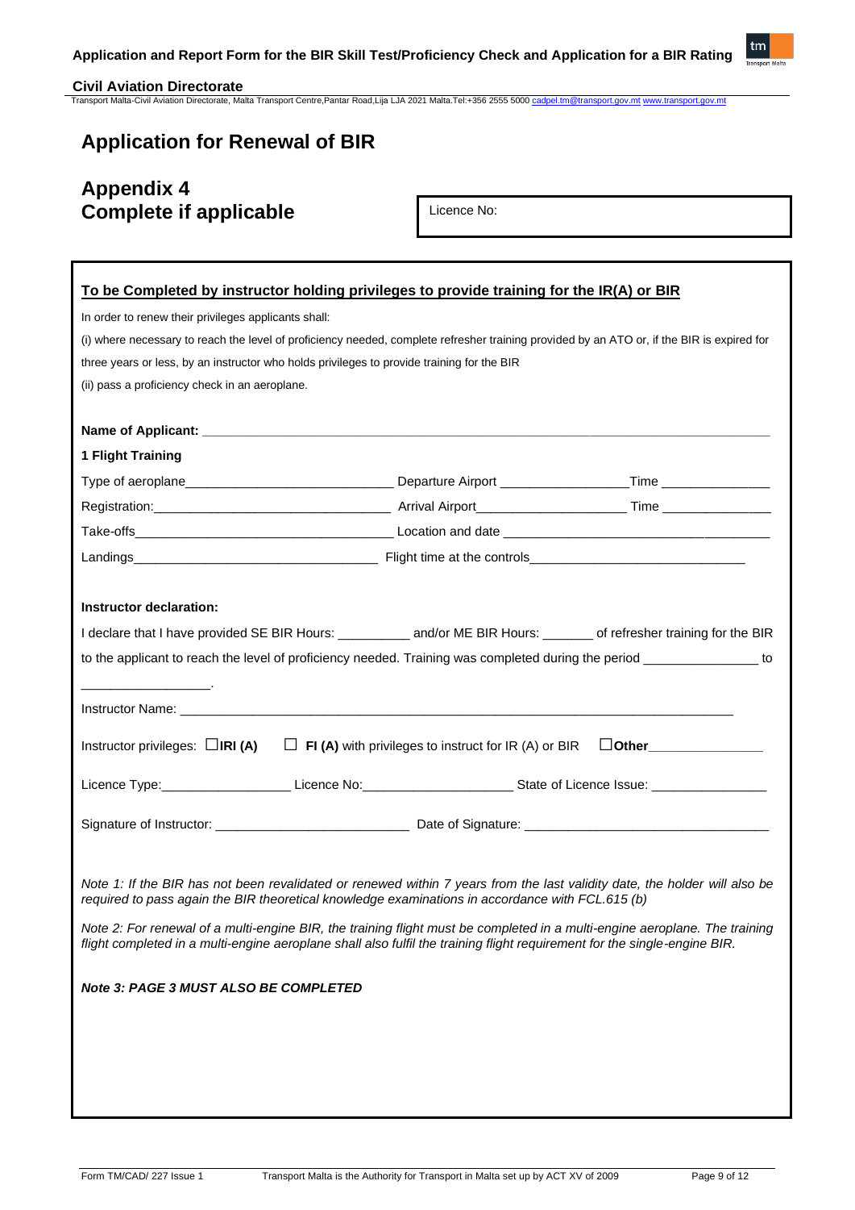# Application for Renewal of BIR

## Appendix 4
## Complete if applicable

Licence No:

**To be Completed by instructor holding privileges to provide training for the IR(A) or BIR**

In order to renew their privileges applicants shall:

(i) where necessary to reach the level of proficiency needed, complete refresher training provided by an ATO or, if the BIR is expired for three years or less, by an instructor who holds privileges to provide training for the BIR

(ii) pass a proficiency check in an aeroplane.

**Name of Applicant:** ____________________

**1 Flight Training**

Type of aeroplane____________________ Departure Airport ____________________ Time ____________________

Registration:____________________ Arrival Airport____________________ Time ____________________

Take-offs____________________ Location and date ____________________

Landings____________________ Flight time at the controls____________________

**Instructor declaration:**

I declare that I have provided SE BIR Hours: __________ and/or ME BIR Hours: _______ of refresher training for the BIR to the applicant to reach the level of proficiency needed. Training was completed during the period ________________ to ________________.

Instructor Name: ____________________

Instructor privileges: ☐**IRI (A)** ☐ **FI (A)** with privileges to instruct for IR (A) or BIR ☐**Other**______________

Licence Type:____________________ Licence No:____________________ State of Licence Issue: ____________________

Signature of Instructor: ____________________ Date of Signature: ____________________

*Note 1: If the BIR has not been revalidated or renewed within 7 years from the last validity date, the holder will also be required to pass again the BIR theoretical knowledge examinations in accordance with FCL.615 (b)*

*Note 2: For renewal of a multi-engine BIR, the training flight must be completed in a multi-engine aeroplane. The training flight completed in a multi-engine aeroplane shall also fulfil the training flight requirement for the single-engine BIR.*

***Note 3: PAGE 3 MUST ALSO BE COMPLETED***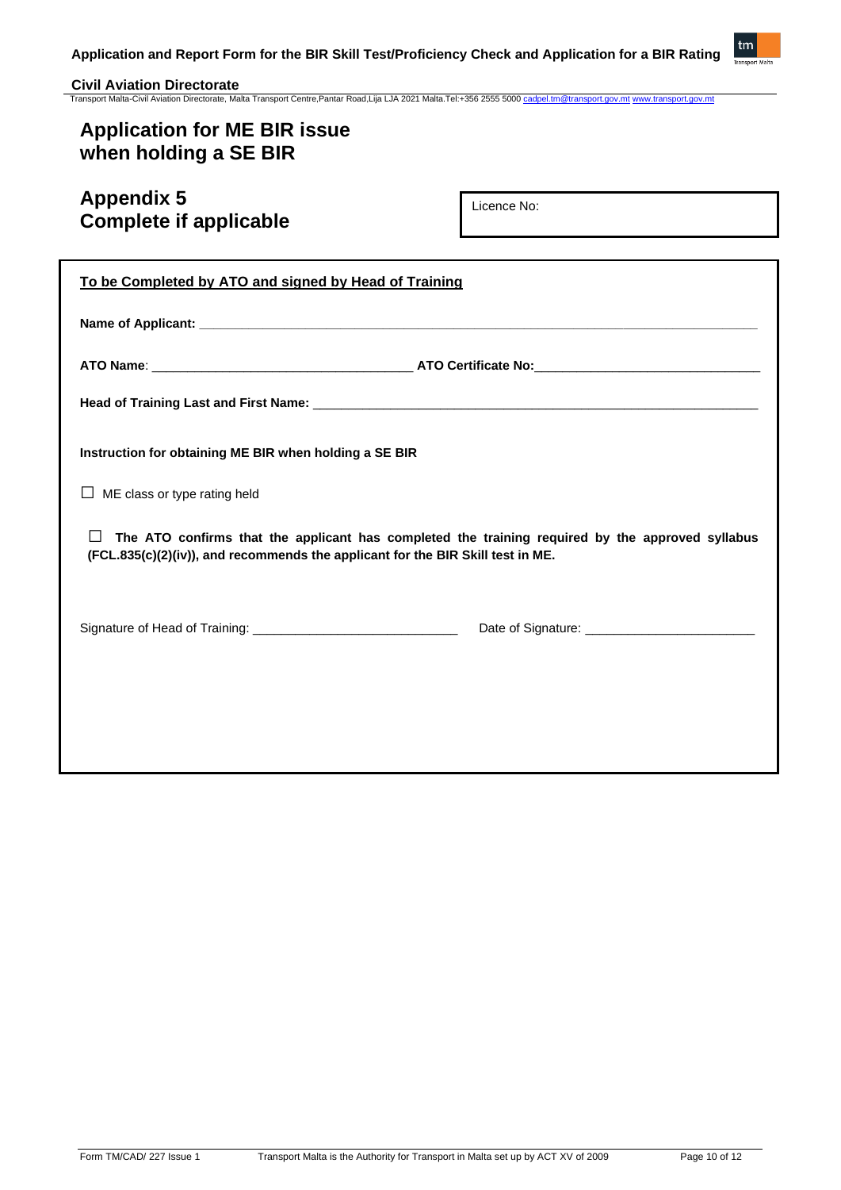# Application for ME BIR issue when holding a SE BIR

## Appendix 5
## Complete if applicable

Licence No:

**To be Completed by ATO and signed by Head of Training**

**Name of Applicant:** ______________________________

**ATO Name**: ______________________________ **ATO Certificate No:** ______________________________

**Head of Training Last and First Name:** ______________________________

**Instruction for obtaining ME BIR when holding a SE BIR**

☐ ME class or type rating held

☐ **The ATO confirms that the applicant has completed the training required by the approved syllabus (FCL.835(c)(2)(iv)), and recommends the applicant for the BIR Skill test in ME.**

Signature of Head of Training: ______________________________ Date of Signature: ______________________________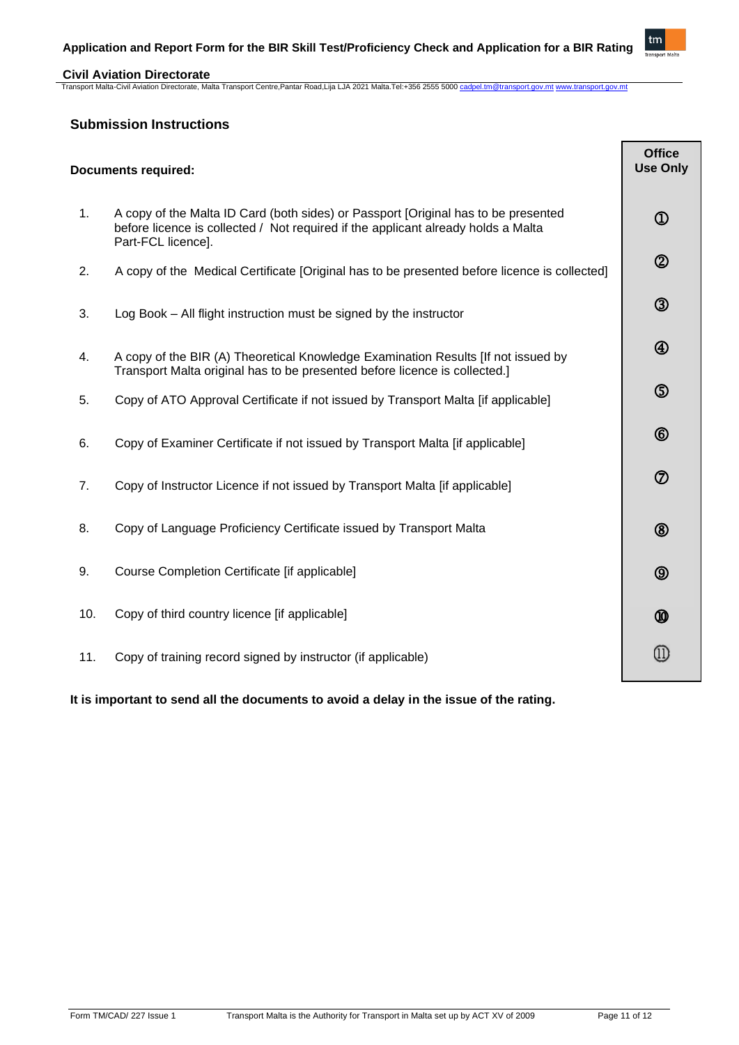## Submission Instructions

| Documents required: | Office Use Only |
|---|---|
| 1. A copy of the Malta ID Card (both sides) or Passport [Original has to be presented before licence is collected / Not required if the applicant already holds a Malta Part-FCL licence]. | ① |
| 2. A copy of the Medical Certificate [Original has to be presented before licence is collected] | ② |
| 3. Log Book – All flight instruction must be signed by the instructor | ③ |
| 4. A copy of the BIR (A) Theoretical Knowledge Examination Results [If not issued by Transport Malta original has to be presented before licence is collected.] | ④ |
| 5. Copy of ATO Approval Certificate if not issued by Transport Malta [if applicable] | ⑤ |
| 6. Copy of Examiner Certificate if not issued by Transport Malta [if applicable] | ⑥ |
| 7. Copy of Instructor Licence if not issued by Transport Malta [if applicable] | ⑦ |
| 8. Copy of Language Proficiency Certificate issued by Transport Malta | ⑧ |
| 9. Course Completion Certificate [if applicable] | ⑨ |
| 10. Copy of third country licence [if applicable] | ⑩ |
| 11. Copy of training record signed by instructor (if applicable) | ⑪ |

**It is important to send all the documents to avoid a delay in the issue of the rating.**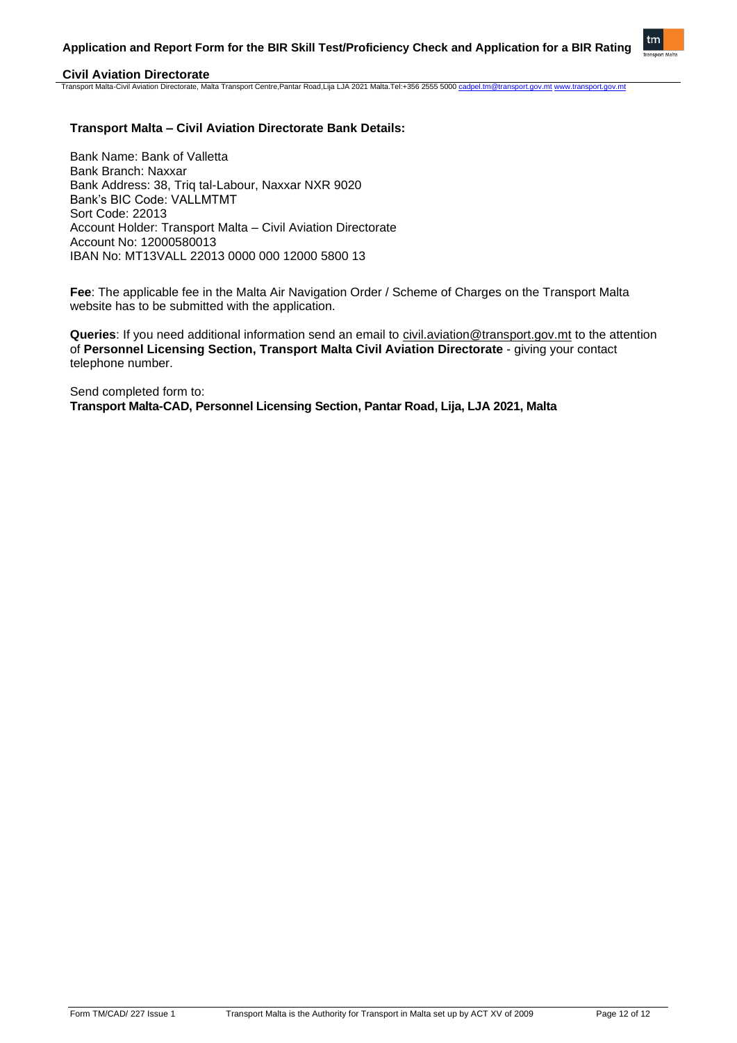**Transport Malta – Civil Aviation Directorate Bank Details:**

Bank Name: Bank of Valletta
Bank Branch: Naxxar
Bank Address: 38, Triq tal-Labour, Naxxar NXR 9020
Bank's BIC Code: VALLMTMT
Sort Code: 22013
Account Holder: Transport Malta – Civil Aviation Directorate
Account No: 12000580013
IBAN No: MT13VALL 22013 0000 000 12000 5800 13

**Fee**: The applicable fee in the Malta Air Navigation Order / Scheme of Charges on the Transport Malta website has to be submitted with the application.

**Queries**: If you need additional information send an email to civil.aviation@transport.gov.mt to the attention of **Personnel Licensing Section, Transport Malta Civil Aviation Directorate** - giving your contact telephone number.

Send completed form to:
**Transport Malta-CAD, Personnel Licensing Section, Pantar Road, Lija, LJA 2021, Malta**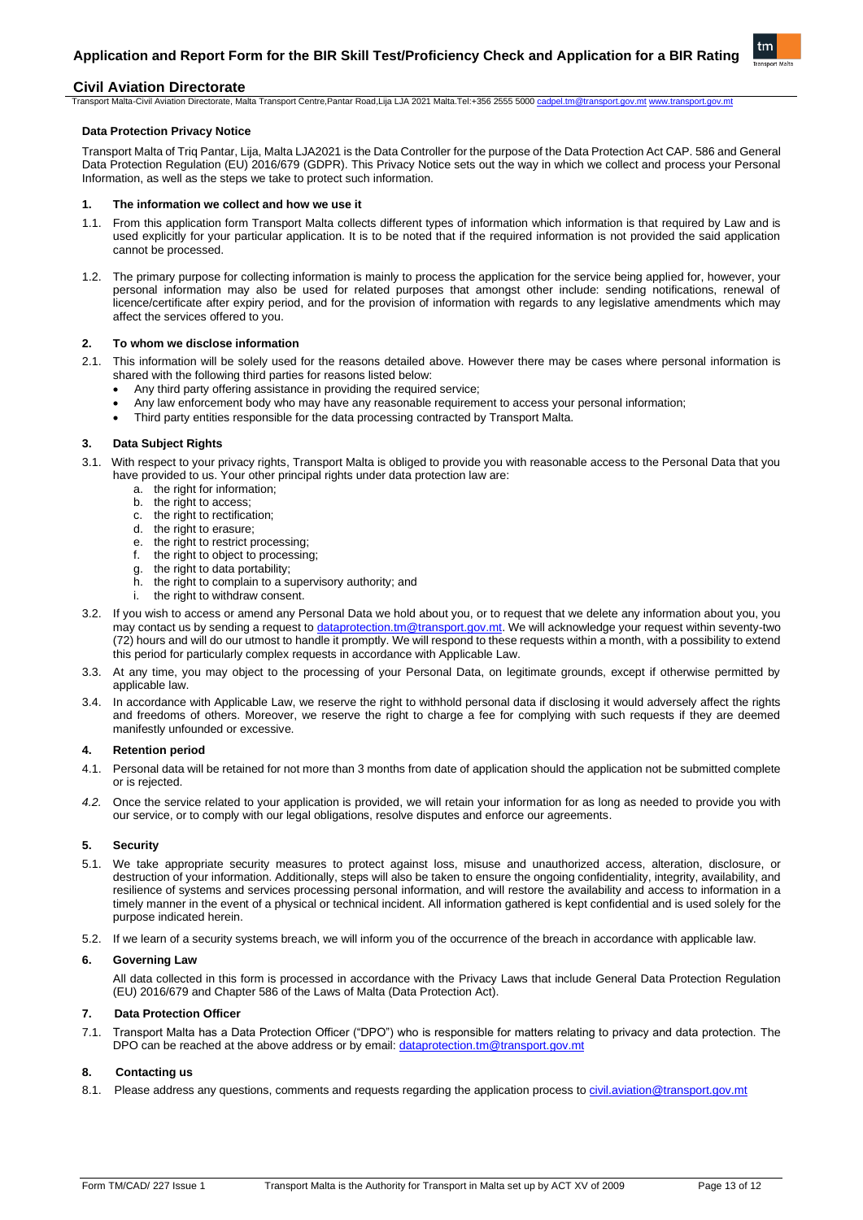## Data Protection Privacy Notice

Transport Malta of Triq Pantar, Lija, Malta LJA2021 is the Data Controller for the purpose of the Data Protection Act CAP. 586 and General Data Protection Regulation (EU) 2016/679 (GDPR). This Privacy Notice sets out the way in which we collect and process your Personal Information, as well as the steps we take to protect such information.

### 1. The information we collect and how we use it

1.1. From this application form Transport Malta collects different types of information which information is that required by Law and is used explicitly for your particular application. It is to be noted that if the required information is not provided the said application cannot be processed.

1.2. The primary purpose for collecting information is mainly to process the application for the service being applied for, however, your personal information may also be used for related purposes that amongst other include: sending notifications, renewal of licence/certificate after expiry period, and for the provision of information with regards to any legislative amendments which may affect the services offered to you.

### 2. To whom we disclose information

2.1. This information will be solely used for the reasons detailed above. However there may be cases where personal information is shared with the following third parties for reasons listed below:

- Any third party offering assistance in providing the required service;
- Any law enforcement body who may have any reasonable requirement to access your personal information;
- Third party entities responsible for the data processing contracted by Transport Malta.

### 3. Data Subject Rights

3.1. With respect to your privacy rights, Transport Malta is obliged to provide you with reasonable access to the Personal Data that you have provided to us. Your other principal rights under data protection law are:

a. the right for information;
b. the right to access;
c. the right to rectification;
d. the right to erasure;
e. the right to restrict processing;
f. the right to object to processing;
g. the right to data portability;
h. the right to complain to a supervisory authority; and
i. the right to withdraw consent.

3.2. If you wish to access or amend any Personal Data we hold about you, or to request that we delete any information about you, you may contact us by sending a request to dataprotection.tm@transport.gov.mt. We will acknowledge your request within seventy-two (72) hours and will do our utmost to handle it promptly. We will respond to these requests within a month, with a possibility to extend this period for particularly complex requests in accordance with Applicable Law.

3.3. At any time, you may object to the processing of your Personal Data, on legitimate grounds, except if otherwise permitted by applicable law.

3.4. In accordance with Applicable Law, we reserve the right to withhold personal data if disclosing it would adversely affect the rights and freedoms of others. Moreover, we reserve the right to charge a fee for complying with such requests if they are deemed manifestly unfounded or excessive.

### 4. Retention period

4.1. Personal data will be retained for not more than 3 months from date of application should the application not be submitted complete or is rejected.

*4.2.* Once the service related to your application is provided, we will retain your information for as long as needed to provide you with our service, or to comply with our legal obligations, resolve disputes and enforce our agreements.

### 5. Security

5.1. We take appropriate security measures to protect against loss, misuse and unauthorized access, alteration, disclosure, or destruction of your information. Additionally, steps will also be taken to ensure the ongoing confidentiality, integrity, availability, and resilience of systems and services processing personal information, and will restore the availability and access to information in a timely manner in the event of a physical or technical incident. All information gathered is kept confidential and is used solely for the purpose indicated herein.

5.2. If we learn of a security systems breach, we will inform you of the occurrence of the breach in accordance with applicable law.

### 6. Governing Law

All data collected in this form is processed in accordance with the Privacy Laws that include General Data Protection Regulation (EU) 2016/679 and Chapter 586 of the Laws of Malta (Data Protection Act).

### 7. Data Protection Officer

7.1. Transport Malta has a Data Protection Officer ("DPO") who is responsible for matters relating to privacy and data protection. The DPO can be reached at the above address or by email: dataprotection.tm@transport.gov.mt

### 8. Contacting us

8.1. Please address any questions, comments and requests regarding the application process to civil.aviation@transport.gov.mt